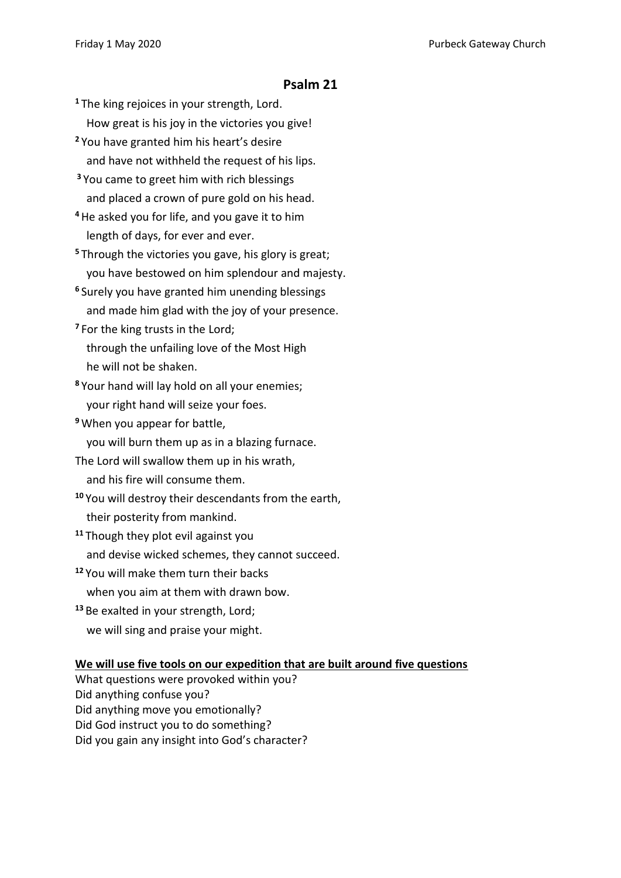# Psalm 21

[1] The king rejoices in your strength, Lord.
How great is his joy in the victories you give!
[2] You have granted him his heart's desire
and have not withheld the request of his lips.
[3] You came to greet him with rich blessings
and placed a crown of pure gold on his head.
[4] He asked you for life, and you gave it to him
length of days, for ever and ever.
[5] Through the victories you gave, his glory is great;
you have bestowed on him splendour and majesty.
[6] Surely you have granted him unending blessings
and made him glad with the joy of your presence.
[7] For the king trusts in the Lord;
through the unfailing love of the Most High
he will not be shaken.
[8] Your hand will lay hold on all your enemies;
your right hand will seize your foes.
[9] When you appear for battle,
you will burn them up as in a blazing furnace.
The Lord will swallow them up in his wrath,
and his fire will consume them.
[10] You will destroy their descendants from the earth,
their posterity from mankind.
[11] Though they plot evil against you
and devise wicked schemes, they cannot succeed.
[12] You will make them turn their backs
when you aim at them with drawn bow.
[13] Be exalted in your strength, Lord;
we will sing and praise your might.

**We will use five tools on our expedition that are built around five questions**

What questions were provoked within you?
Did anything confuse you?
Did anything move you emotionally?
Did God instruct you to do something?
Did you gain any insight into God's character?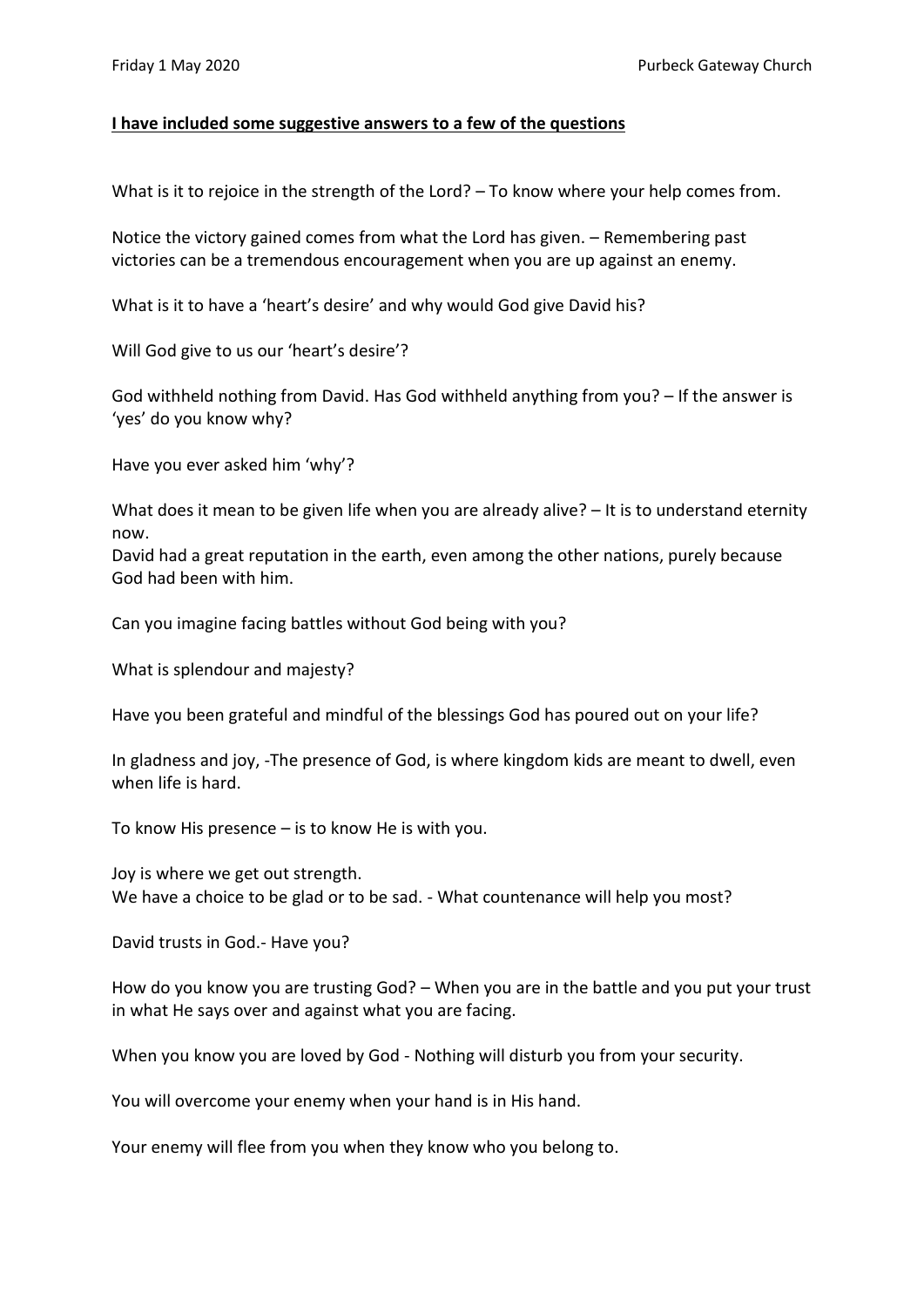**I have included some suggestive answers to a few of the questions**

What is it to rejoice in the strength of the Lord? – To know where your help comes from.

Notice the victory gained comes from what the Lord has given. – Remembering past victories can be a tremendous encouragement when you are up against an enemy.

What is it to have a 'heart's desire' and why would God give David his?

Will God give to us our 'heart's desire'?

God withheld nothing from David. Has God withheld anything from you? – If the answer is 'yes' do you know why?

Have you ever asked him 'why'?

What does it mean to be given life when you are already alive? – It is to understand eternity now.
David had a great reputation in the earth, even among the other nations, purely because God had been with him.

Can you imagine facing battles without God being with you?

What is splendour and majesty?

Have you been grateful and mindful of the blessings God has poured out on your life?

In gladness and joy, -The presence of God, is where kingdom kids are meant to dwell, even when life is hard.

To know His presence – is to know He is with you.

Joy is where we get out strength.
We have a choice to be glad or to be sad. - What countenance will help you most?

David trusts in God.- Have you?

How do you know you are trusting God? – When you are in the battle and you put your trust in what He says over and against what you are facing.

When you know you are loved by God - Nothing will disturb you from your security.

You will overcome your enemy when your hand is in His hand.

Your enemy will flee from you when they know who you belong to.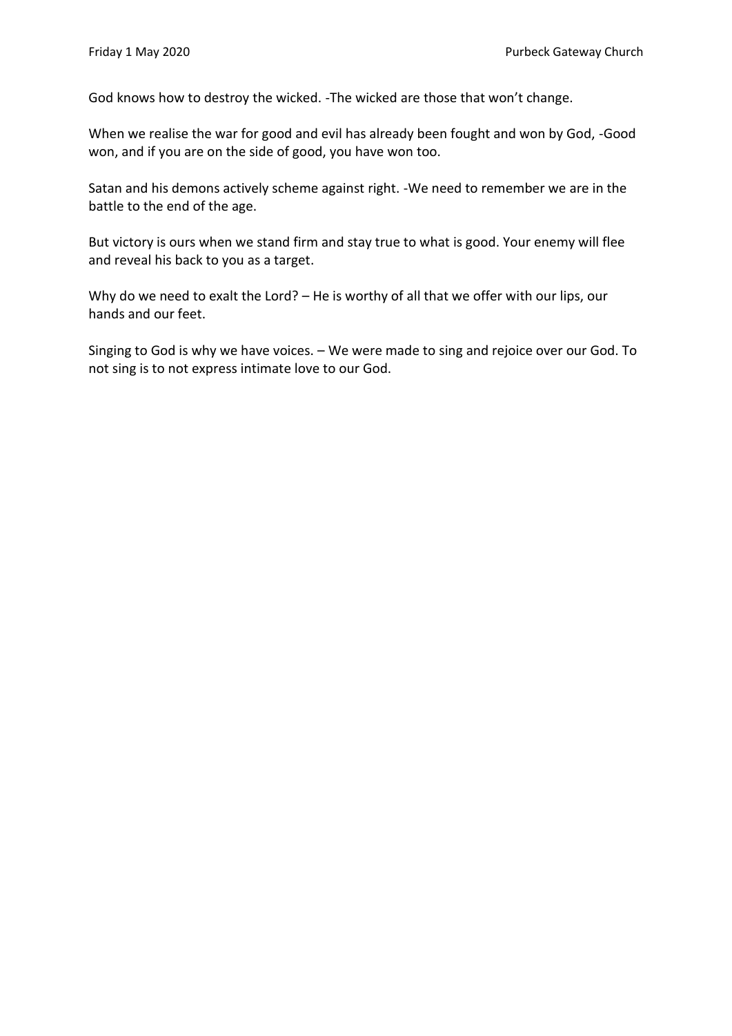God knows how to destroy the wicked. -The wicked are those that won't change.

When we realise the war for good and evil has already been fought and won by God, -Good won, and if you are on the side of good, you have won too.

Satan and his demons actively scheme against right. -We need to remember we are in the battle to the end of the age.

But victory is ours when we stand firm and stay true to what is good. Your enemy will flee and reveal his back to you as a target.

Why do we need to exalt the Lord? – He is worthy of all that we offer with our lips, our hands and our feet.

Singing to God is why we have voices. – We were made to sing and rejoice over our God. To not sing is to not express intimate love to our God.